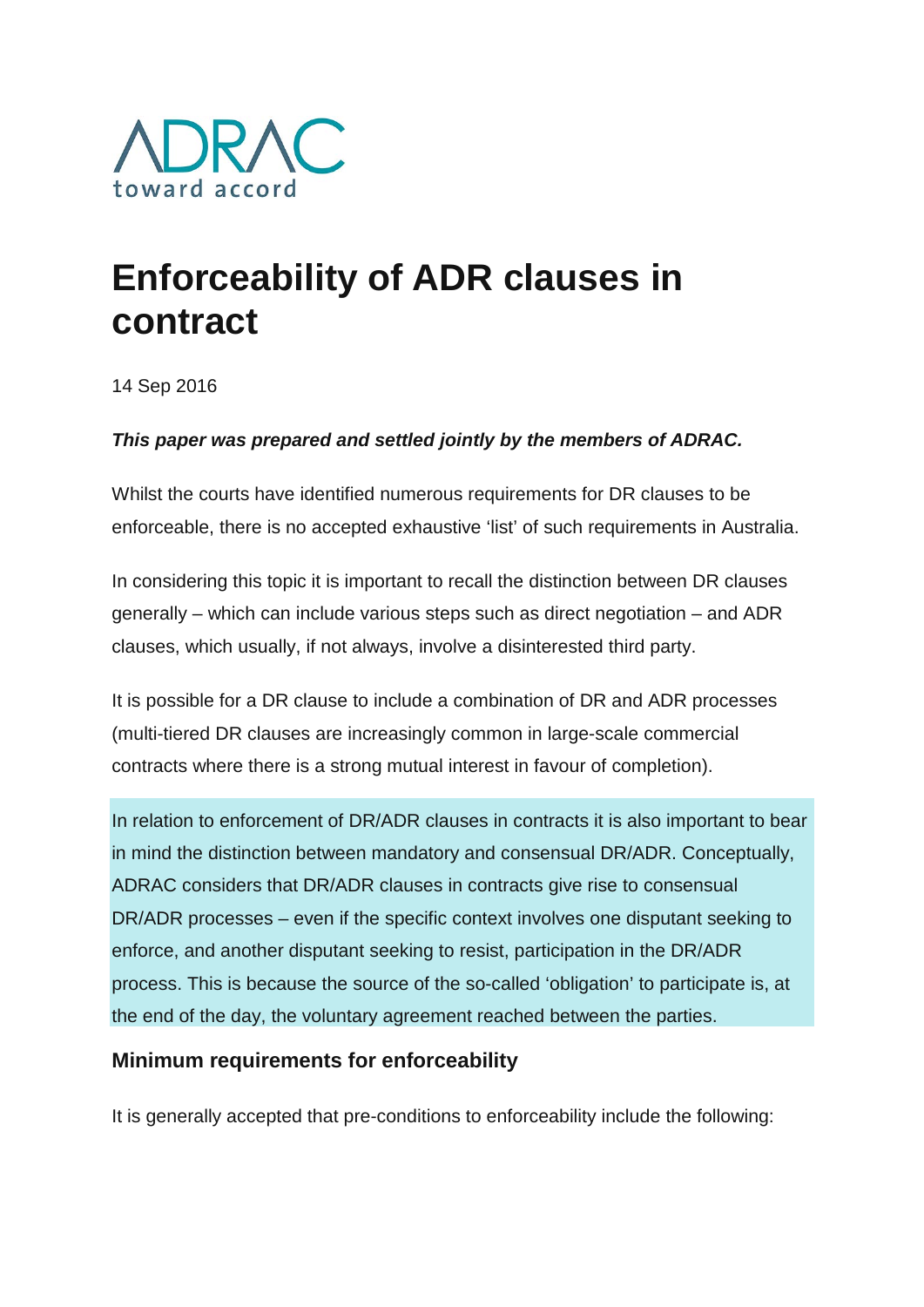ADRAC
toward accord

# Enforceability of ADR clauses in contract

14 Sep 2016

***This paper was prepared and settled jointly by the members of ADRAC.***

Whilst the courts have identified numerous requirements for DR clauses to be enforceable, there is no accepted exhaustive 'list' of such requirements in Australia.

In considering this topic it is important to recall the distinction between DR clauses generally – which can include various steps such as direct negotiation – and ADR clauses, which usually, if not always, involve a disinterested third party.

It is possible for a DR clause to include a combination of DR and ADR processes (multi-tiered DR clauses are increasingly common in large-scale commercial contracts where there is a strong mutual interest in favour of completion).

In relation to enforcement of DR/ADR clauses in contracts it is also important to bear in mind the distinction between mandatory and consensual DR/ADR. Conceptually, ADRAC considers that DR/ADR clauses in contracts give rise to consensual DR/ADR processes – even if the specific context involves one disputant seeking to enforce, and another disputant seeking to resist, participation in the DR/ADR process. This is because the source of the so-called 'obligation' to participate is, at the end of the day, the voluntary agreement reached between the parties.

### Minimum requirements for enforceability

It is generally accepted that pre-conditions to enforceability include the following: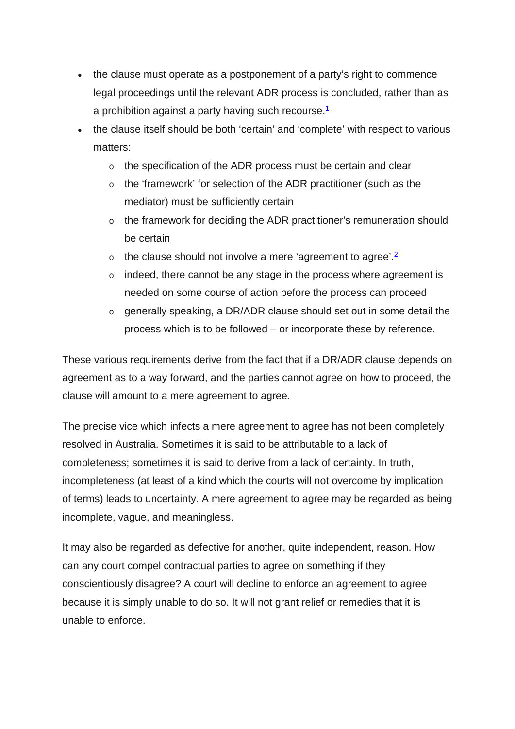- the clause must operate as a postponement of a party's right to commence legal proceedings until the relevant ADR process is concluded, rather than as a prohibition against a party having such recourse.[1]
- the clause itself should be both 'certain' and 'complete' with respect to various matters:
  - the specification of the ADR process must be certain and clear
  - the 'framework' for selection of the ADR practitioner (such as the mediator) must be sufficiently certain
  - the framework for deciding the ADR practitioner's remuneration should be certain
  - the clause should not involve a mere 'agreement to agree'.[2]
  - indeed, there cannot be any stage in the process where agreement is needed on some course of action before the process can proceed
  - generally speaking, a DR/ADR clause should set out in some detail the process which is to be followed – or incorporate these by reference.

These various requirements derive from the fact that if a DR/ADR clause depends on agreement as to a way forward, and the parties cannot agree on how to proceed, the clause will amount to a mere agreement to agree.

The precise vice which infects a mere agreement to agree has not been completely resolved in Australia. Sometimes it is said to be attributable to a lack of completeness; sometimes it is said to derive from a lack of certainty. In truth, incompleteness (at least of a kind which the courts will not overcome by implication of terms) leads to uncertainty. A mere agreement to agree may be regarded as being incomplete, vague, and meaningless.

It may also be regarded as defective for another, quite independent, reason. How can any court compel contractual parties to agree on something if they conscientiously disagree? A court will decline to enforce an agreement to agree because it is simply unable to do so. It will not grant relief or remedies that it is unable to enforce.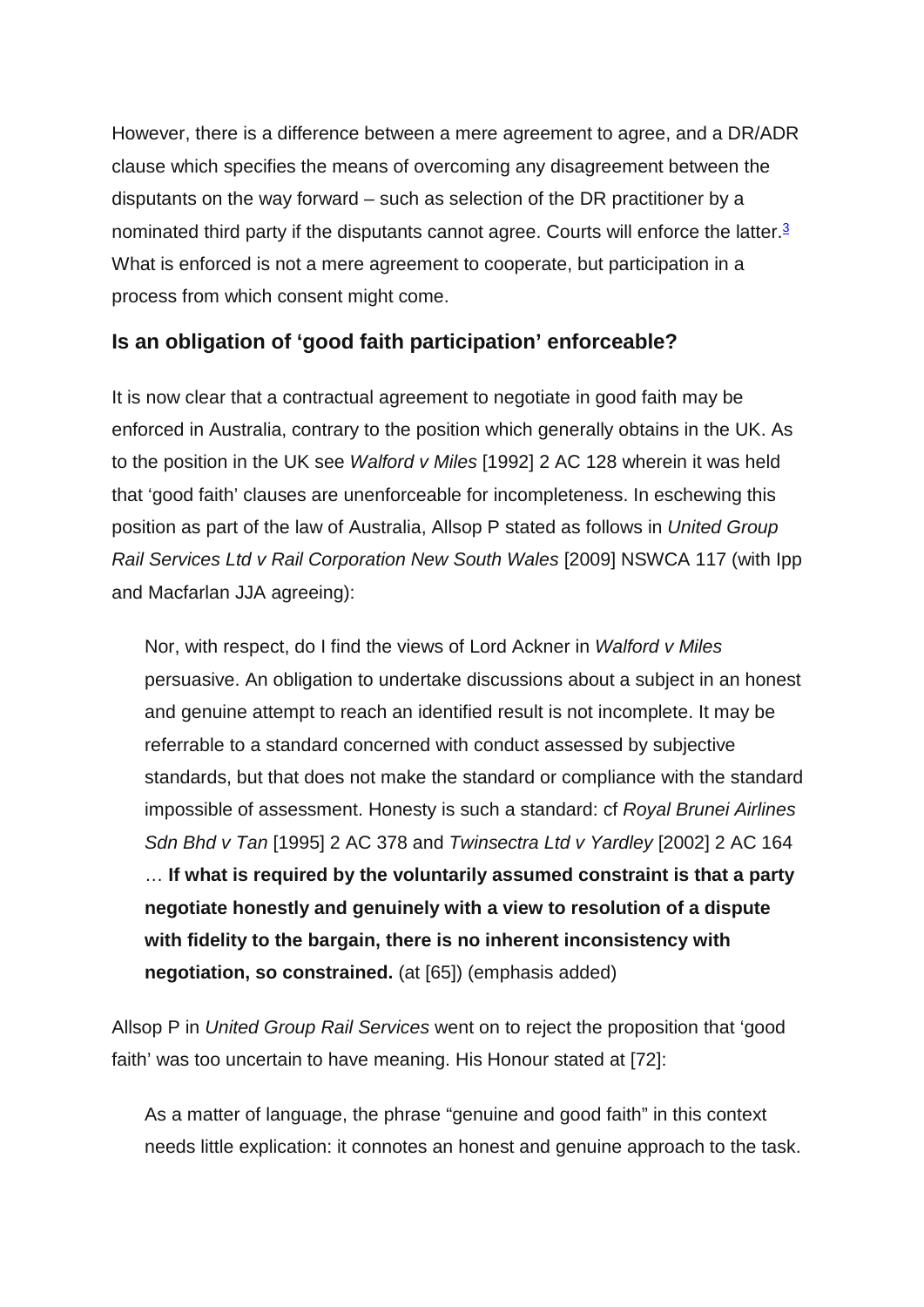However, there is a difference between a mere agreement to agree, and a DR/ADR clause which specifies the means of overcoming any disagreement between the disputants on the way forward – such as selection of the DR practitioner by a nominated third party if the disputants cannot agree. Courts will enforce the latter.[3] What is enforced is not a mere agreement to cooperate, but participation in a process from which consent might come.

### Is an obligation of 'good faith participation' enforceable?

It is now clear that a contractual agreement to negotiate in good faith may be enforced in Australia, contrary to the position which generally obtains in the UK. As to the position in the UK see *Walford v Miles* [1992] 2 AC 128 wherein it was held that 'good faith' clauses are unenforceable for incompleteness. In eschewing this position as part of the law of Australia, Allsop P stated as follows in *United Group Rail Services Ltd v Rail Corporation New South Wales* [2009] NSWCA 117 (with Ipp and Macfarlan JJA agreeing):

> Nor, with respect, do I find the views of Lord Ackner in *Walford v Miles* persuasive. An obligation to undertake discussions about a subject in an honest and genuine attempt to reach an identified result is not incomplete. It may be referrable to a standard concerned with conduct assessed by subjective standards, but that does not make the standard or compliance with the standard impossible of assessment. Honesty is such a standard: cf *Royal Brunei Airlines Sdn Bhd v Tan* [1995] 2 AC 378 and *Twinsectra Ltd v Yardley* [2002] 2 AC 164 … **If what is required by the voluntarily assumed constraint is that a party negotiate honestly and genuinely with a view to resolution of a dispute with fidelity to the bargain, there is no inherent inconsistency with negotiation, so constrained.** (at [65]) (emphasis added)

Allsop P in *United Group Rail Services* went on to reject the proposition that 'good faith' was too uncertain to have meaning. His Honour stated at [72]:

> As a matter of language, the phrase "genuine and good faith" in this context needs little explication: it connotes an honest and genuine approach to the task.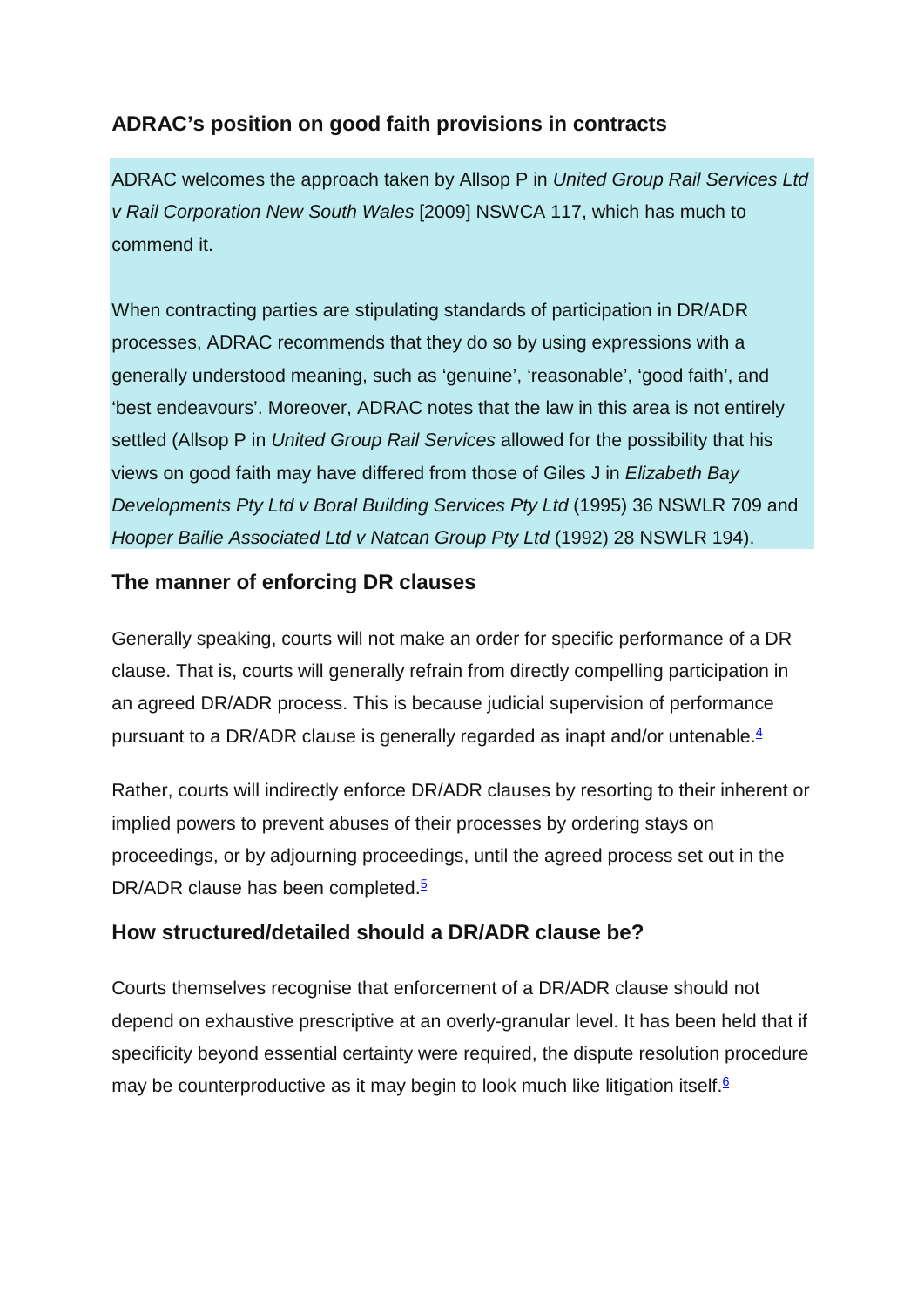### ADRAC's position on good faith provisions in contracts

ADRAC welcomes the approach taken by Allsop P in *United Group Rail Services Ltd v Rail Corporation New South Wales* [2009] NSWCA 117, which has much to commend it.

When contracting parties are stipulating standards of participation in DR/ADR processes, ADRAC recommends that they do so by using expressions with a generally understood meaning, such as 'genuine', 'reasonable', 'good faith', and 'best endeavours'. Moreover, ADRAC notes that the law in this area is not entirely settled (Allsop P in *United Group Rail Services* allowed for the possibility that his views on good faith may have differed from those of Giles J in *Elizabeth Bay Developments Pty Ltd v Boral Building Services Pty Ltd* (1995) 36 NSWLR 709 and *Hooper Bailie Associated Ltd v Natcan Group Pty Ltd* (1992) 28 NSWLR 194).

### The manner of enforcing DR clauses

Generally speaking, courts will not make an order for specific performance of a DR clause. That is, courts will generally refrain from directly compelling participation in an agreed DR/ADR process. This is because judicial supervision of performance pursuant to a DR/ADR clause is generally regarded as inapt and/or untenable.[4]

Rather, courts will indirectly enforce DR/ADR clauses by resorting to their inherent or implied powers to prevent abuses of their processes by ordering stays on proceedings, or by adjourning proceedings, until the agreed process set out in the DR/ADR clause has been completed.[5]

### How structured/detailed should a DR/ADR clause be?

Courts themselves recognise that enforcement of a DR/ADR clause should not depend on exhaustive prescriptive at an overly-granular level. It has been held that if specificity beyond essential certainty were required, the dispute resolution procedure may be counterproductive as it may begin to look much like litigation itself.[6]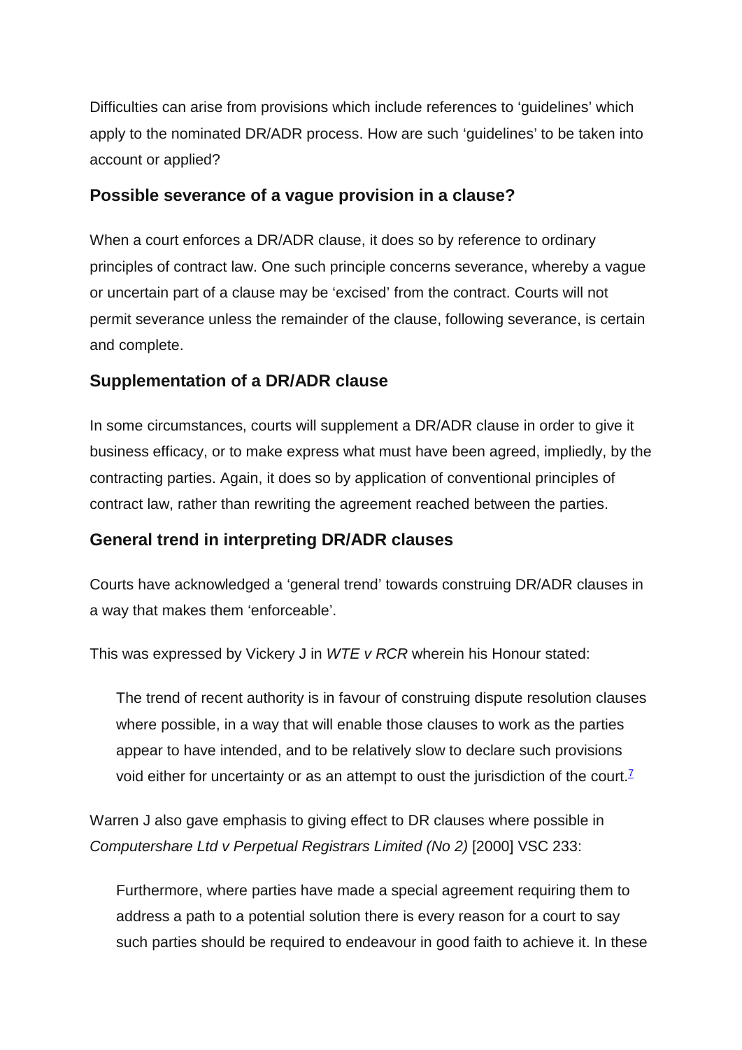Difficulties can arise from provisions which include references to 'guidelines' which apply to the nominated DR/ADR process. How are such 'guidelines' to be taken into account or applied?

### Possible severance of a vague provision in a clause?

When a court enforces a DR/ADR clause, it does so by reference to ordinary principles of contract law. One such principle concerns severance, whereby a vague or uncertain part of a clause may be 'excised' from the contract. Courts will not permit severance unless the remainder of the clause, following severance, is certain and complete.

### Supplementation of a DR/ADR clause

In some circumstances, courts will supplement a DR/ADR clause in order to give it business efficacy, or to make express what must have been agreed, impliedly, by the contracting parties. Again, it does so by application of conventional principles of contract law, rather than rewriting the agreement reached between the parties.

### General trend in interpreting DR/ADR clauses

Courts have acknowledged a 'general trend' towards construing DR/ADR clauses in a way that makes them 'enforceable'.

This was expressed by Vickery J in *WTE v RCR* wherein his Honour stated:

> The trend of recent authority is in favour of construing dispute resolution clauses where possible, in a way that will enable those clauses to work as the parties appear to have intended, and to be relatively slow to declare such provisions void either for uncertainty or as an attempt to oust the jurisdiction of the court.[7]

Warren J also gave emphasis to giving effect to DR clauses where possible in *Computershare Ltd v Perpetual Registrars Limited (No 2)* [2000] VSC 233:

> Furthermore, where parties have made a special agreement requiring them to address a path to a potential solution there is every reason for a court to say such parties should be required to endeavour in good faith to achieve it. In these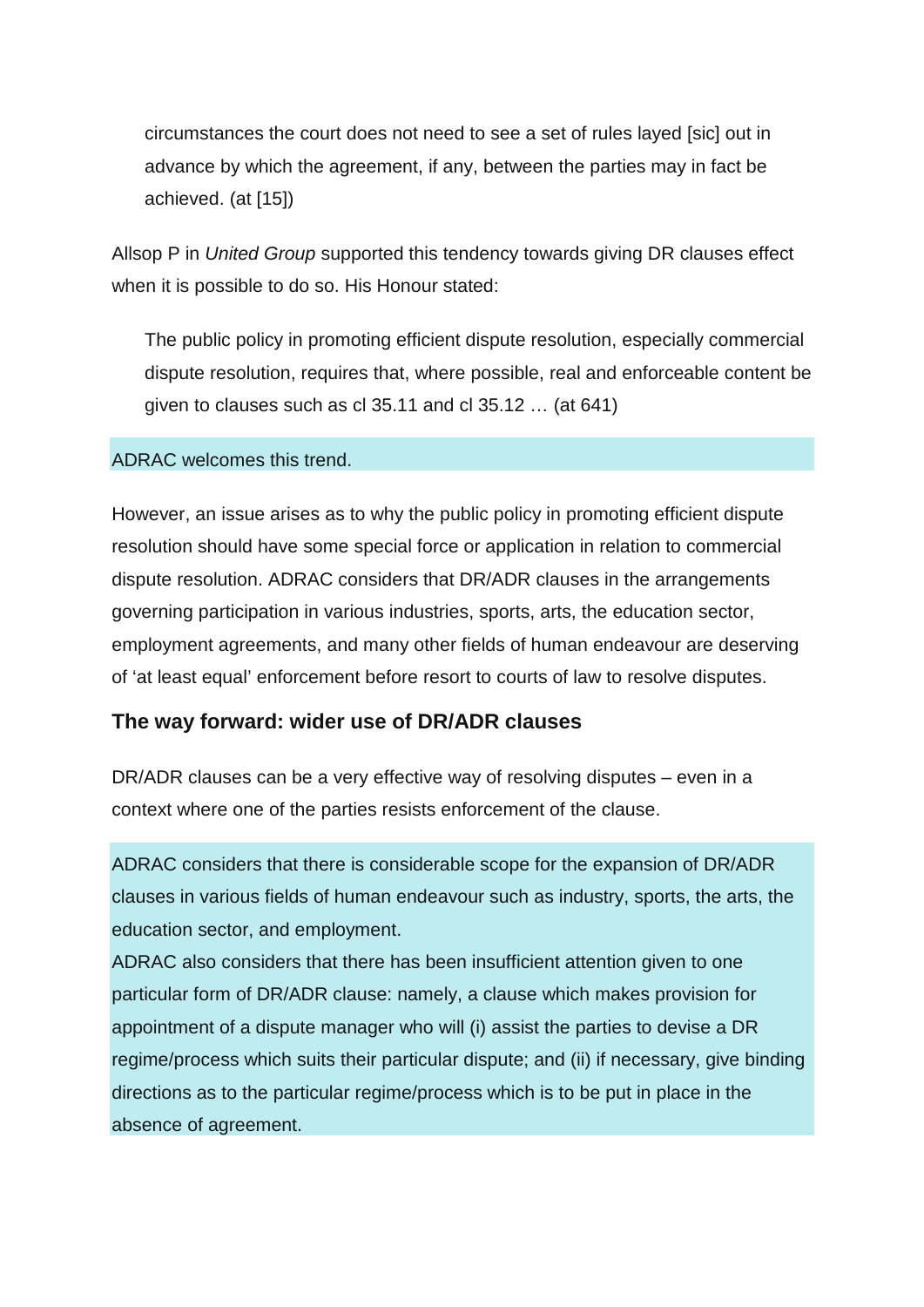> circumstances the court does not need to see a set of rules layed [sic] out in advance by which the agreement, if any, between the parties may in fact be achieved. (at [15])

Allsop P in *United Group* supported this tendency towards giving DR clauses effect when it is possible to do so. His Honour stated:

> The public policy in promoting efficient dispute resolution, especially commercial dispute resolution, requires that, where possible, real and enforceable content be given to clauses such as cl 35.11 and cl 35.12 … (at 641)

ADRAC welcomes this trend.

However, an issue arises as to why the public policy in promoting efficient dispute resolution should have some special force or application in relation to commercial dispute resolution. ADRAC considers that DR/ADR clauses in the arrangements governing participation in various industries, sports, arts, the education sector, employment agreements, and many other fields of human endeavour are deserving of 'at least equal' enforcement before resort to courts of law to resolve disputes.

## The way forward: wider use of DR/ADR clauses

DR/ADR clauses can be a very effective way of resolving disputes – even in a context where one of the parties resists enforcement of the clause.

ADRAC considers that there is considerable scope for the expansion of DR/ADR clauses in various fields of human endeavour such as industry, sports, the arts, the education sector, and employment.

ADRAC also considers that there has been insufficient attention given to one particular form of DR/ADR clause: namely, a clause which makes provision for appointment of a dispute manager who will (i) assist the parties to devise a DR regime/process which suits their particular dispute; and (ii) if necessary, give binding directions as to the particular regime/process which is to be put in place in the absence of agreement.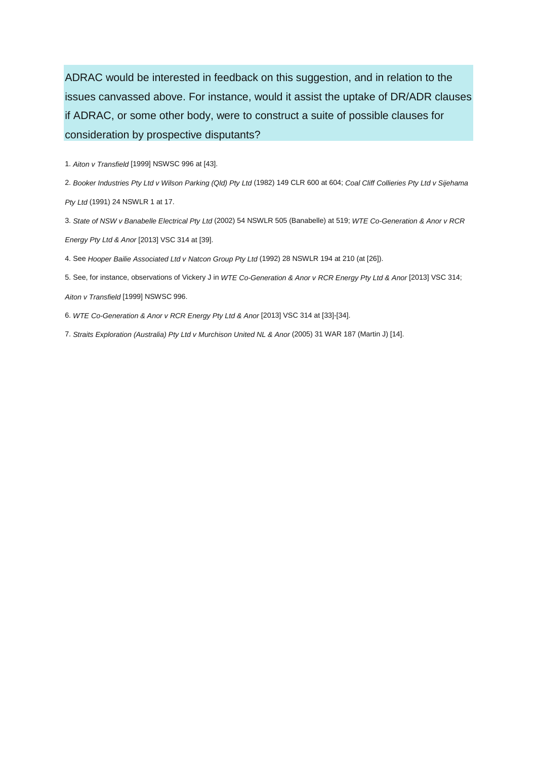ADRAC would be interested in feedback on this suggestion, and in relation to the issues canvassed above. For instance, would it assist the uptake of DR/ADR clauses if ADRAC, or some other body, were to construct a suite of possible clauses for consideration by prospective disputants?

1. *Aiton v Transfield* [1999] NSWSC 996 at [43].

2. *Booker Industries Pty Ltd v Wilson Parking (Qld) Pty Ltd* (1982) 149 CLR 600 at 604; *Coal Cliff Collieries Pty Ltd v Sijehama Pty Ltd* (1991) 24 NSWLR 1 at 17.

3. *State of NSW v Banabelle Electrical Pty Ltd* (2002) 54 NSWLR 505 (Banabelle) at 519; *WTE Co-Generation & Anor v RCR Energy Pty Ltd & Anor* [2013] VSC 314 at [39].

4. See *Hooper Bailie Associated Ltd v Natcon Group Pty Ltd* (1992) 28 NSWLR 194 at 210 (at [26]).

5. See, for instance, observations of Vickery J in *WTE Co-Generation & Anor v RCR Energy Pty Ltd & Anor* [2013] VSC 314; *Aiton v Transfield* [1999] NSWSC 996.

6. *WTE Co-Generation & Anor v RCR Energy Pty Ltd & Anor* [2013] VSC 314 at [33]-[34].

7. *Straits Exploration (Australia) Pty Ltd v Murchison United NL & Anor* (2005) 31 WAR 187 (Martin J) [14].